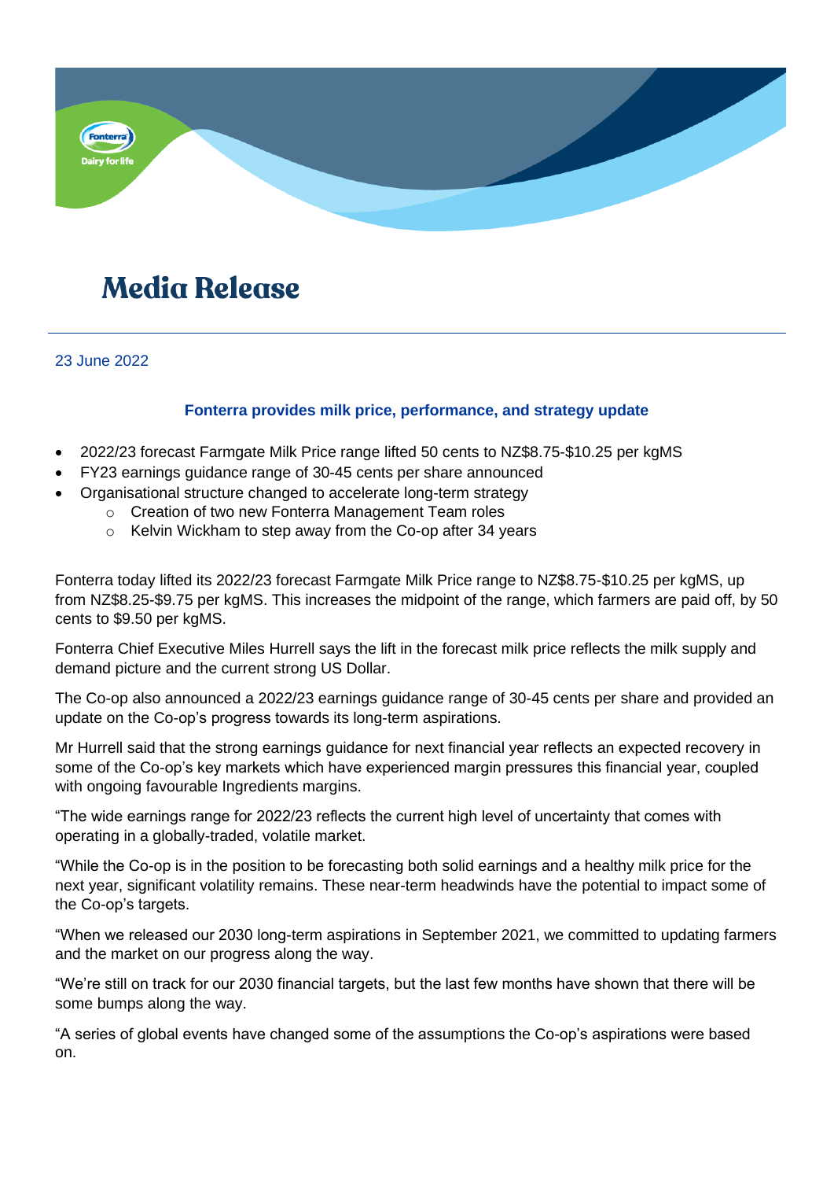# Media Release

23 June 2022

### Fonterra provides milk price, performance, and strategy update

- 2022/23 forecast Farmgate Milk Price range lifted 50 cents to NZ$8.75-$10.25 per kgMS
- FY23 earnings guidance range of 30-45 cents per share announced
- Organisational structure changed to accelerate long-term strategy
  - Creation of two new Fonterra Management Team roles
  - Kelvin Wickham to step away from the Co-op after 34 years

Fonterra today lifted its 2022/23 forecast Farmgate Milk Price range to NZ$8.75-$10.25 per kgMS, up from NZ$8.25-$9.75 per kgMS. This increases the midpoint of the range, which farmers are paid off, by 50 cents to $9.50 per kgMS.

Fonterra Chief Executive Miles Hurrell says the lift in the forecast milk price reflects the milk supply and demand picture and the current strong US Dollar.

The Co-op also announced a 2022/23 earnings guidance range of 30-45 cents per share and provided an update on the Co-op's progress towards its long-term aspirations.

Mr Hurrell said that the strong earnings guidance for next financial year reflects an expected recovery in some of the Co-op's key markets which have experienced margin pressures this financial year, coupled with ongoing favourable Ingredients margins.

"The wide earnings range for 2022/23 reflects the current high level of uncertainty that comes with operating in a globally-traded, volatile market.

"While the Co-op is in the position to be forecasting both solid earnings and a healthy milk price for the next year, significant volatility remains. These near-term headwinds have the potential to impact some of the Co-op's targets.

"When we released our 2030 long-term aspirations in September 2021, we committed to updating farmers and the market on our progress along the way.

"We're still on track for our 2030 financial targets, but the last few months have shown that there will be some bumps along the way.

"A series of global events have changed some of the assumptions the Co-op's aspirations were based on.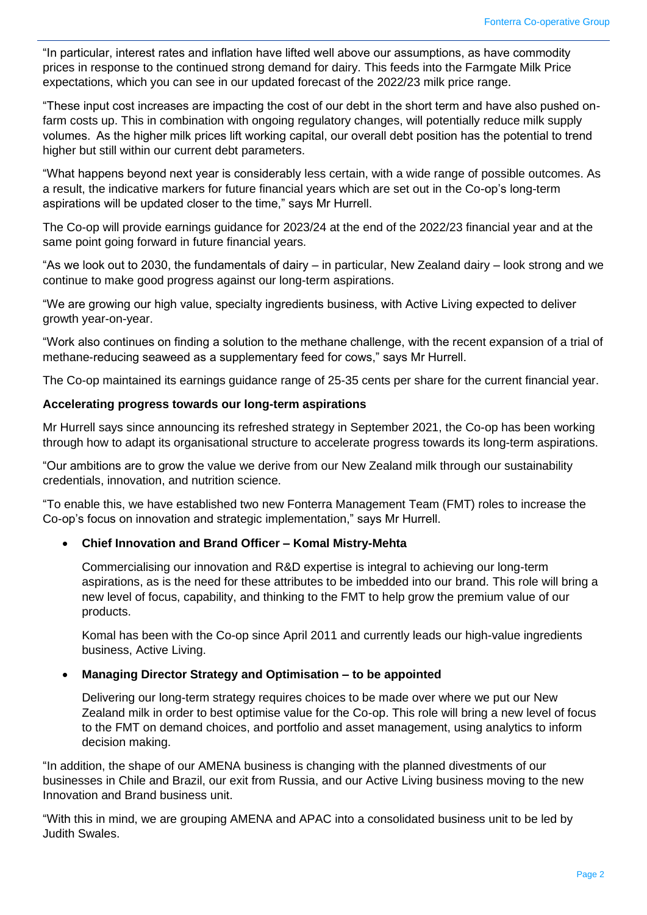"In particular, interest rates and inflation have lifted well above our assumptions, as have commodity prices in response to the continued strong demand for dairy. This feeds into the Farmgate Milk Price expectations, which you can see in our updated forecast of the 2022/23 milk price range.

"These input cost increases are impacting the cost of our debt in the short term and have also pushed on-farm costs up. This in combination with ongoing regulatory changes, will potentially reduce milk supply volumes. As the higher milk prices lift working capital, our overall debt position has the potential to trend higher but still within our current debt parameters.

"What happens beyond next year is considerably less certain, with a wide range of possible outcomes. As a result, the indicative markers for future financial years which are set out in the Co-op's long-term aspirations will be updated closer to the time," says Mr Hurrell.

The Co-op will provide earnings guidance for 2023/24 at the end of the 2022/23 financial year and at the same point going forward in future financial years.

"As we look out to 2030, the fundamentals of dairy – in particular, New Zealand dairy – look strong and we continue to make good progress against our long-term aspirations.

"We are growing our high value, specialty ingredients business, with Active Living expected to deliver growth year-on-year.

"Work also continues on finding a solution to the methane challenge, with the recent expansion of a trial of methane-reducing seaweed as a supplementary feed for cows," says Mr Hurrell.

The Co-op maintained its earnings guidance range of 25-35 cents per share for the current financial year.

**Accelerating progress towards our long-term aspirations**

Mr Hurrell says since announcing its refreshed strategy in September 2021, the Co-op has been working through how to adapt its organisational structure to accelerate progress towards its long-term aspirations.

"Our ambitions are to grow the value we derive from our New Zealand milk through our sustainability credentials, innovation, and nutrition science.

"To enable this, we have established two new Fonterra Management Team (FMT) roles to increase the Co-op's focus on innovation and strategic implementation," says Mr Hurrell.

- **Chief Innovation and Brand Officer – Komal Mistry-Mehta**

  Commercialising our innovation and R&D expertise is integral to achieving our long-term aspirations, as is the need for these attributes to be imbedded into our brand. This role will bring a new level of focus, capability, and thinking to the FMT to help grow the premium value of our products.

  Komal has been with the Co-op since April 2011 and currently leads our high-value ingredients business, Active Living.

- **Managing Director Strategy and Optimisation – to be appointed**

  Delivering our long-term strategy requires choices to be made over where we put our New Zealand milk in order to best optimise value for the Co-op. This role will bring a new level of focus to the FMT on demand choices, and portfolio and asset management, using analytics to inform decision making.

"In addition, the shape of our AMENA business is changing with the planned divestments of our businesses in Chile and Brazil, our exit from Russia, and our Active Living business moving to the new Innovation and Brand business unit.

"With this in mind, we are grouping AMENA and APAC into a consolidated business unit to be led by Judith Swales.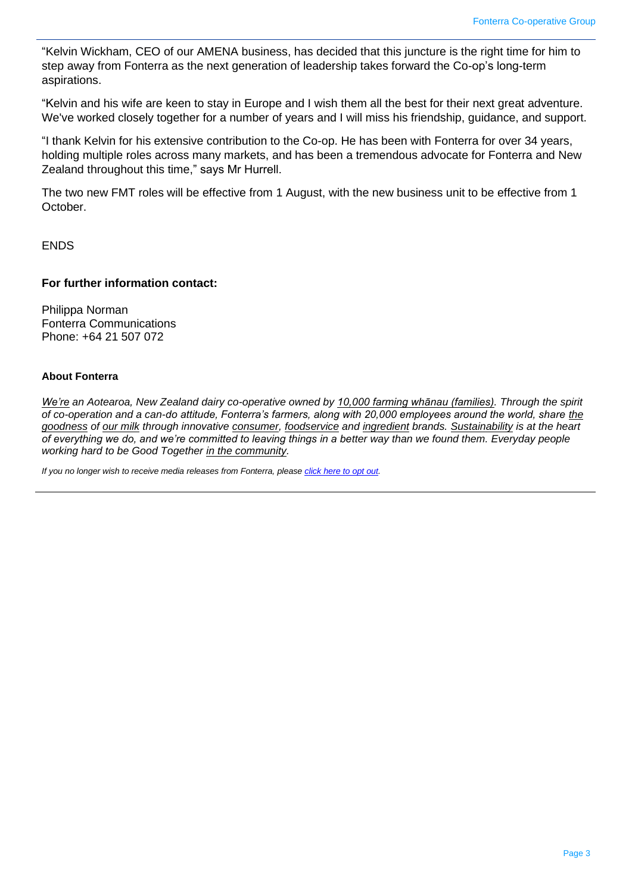"Kelvin Wickham, CEO of our AMENA business, has decided that this juncture is the right time for him to step away from Fonterra as the next generation of leadership takes forward the Co-op's long-term aspirations.

"Kelvin and his wife are keen to stay in Europe and I wish them all the best for their next great adventure. We've worked closely together for a number of years and I will miss his friendship, guidance, and support.

"I thank Kelvin for his extensive contribution to the Co-op. He has been with Fonterra for over 34 years, holding multiple roles across many markets, and has been a tremendous advocate for Fonterra and New Zealand throughout this time," says Mr Hurrell.

The two new FMT roles will be effective from 1 August, with the new business unit to be effective from 1 October.

ENDS

**For further information contact:**

Philippa Norman
Fonterra Communications
Phone: +64 21 507 072

**About Fonterra**

*We're an Aotearoa, New Zealand dairy co-operative owned by 10,000 farming whānau (families). Through the spirit of co-operation and a can-do attitude, Fonterra's farmers, along with 20,000 employees around the world, share the goodness of our milk through innovative consumer, foodservice and ingredient brands. Sustainability is at the heart of everything we do, and we're committed to leaving things in a better way than we found them. Everyday people working hard to be Good Together in the community.*

*If you no longer wish to receive media releases from Fonterra, please click here to opt out.*